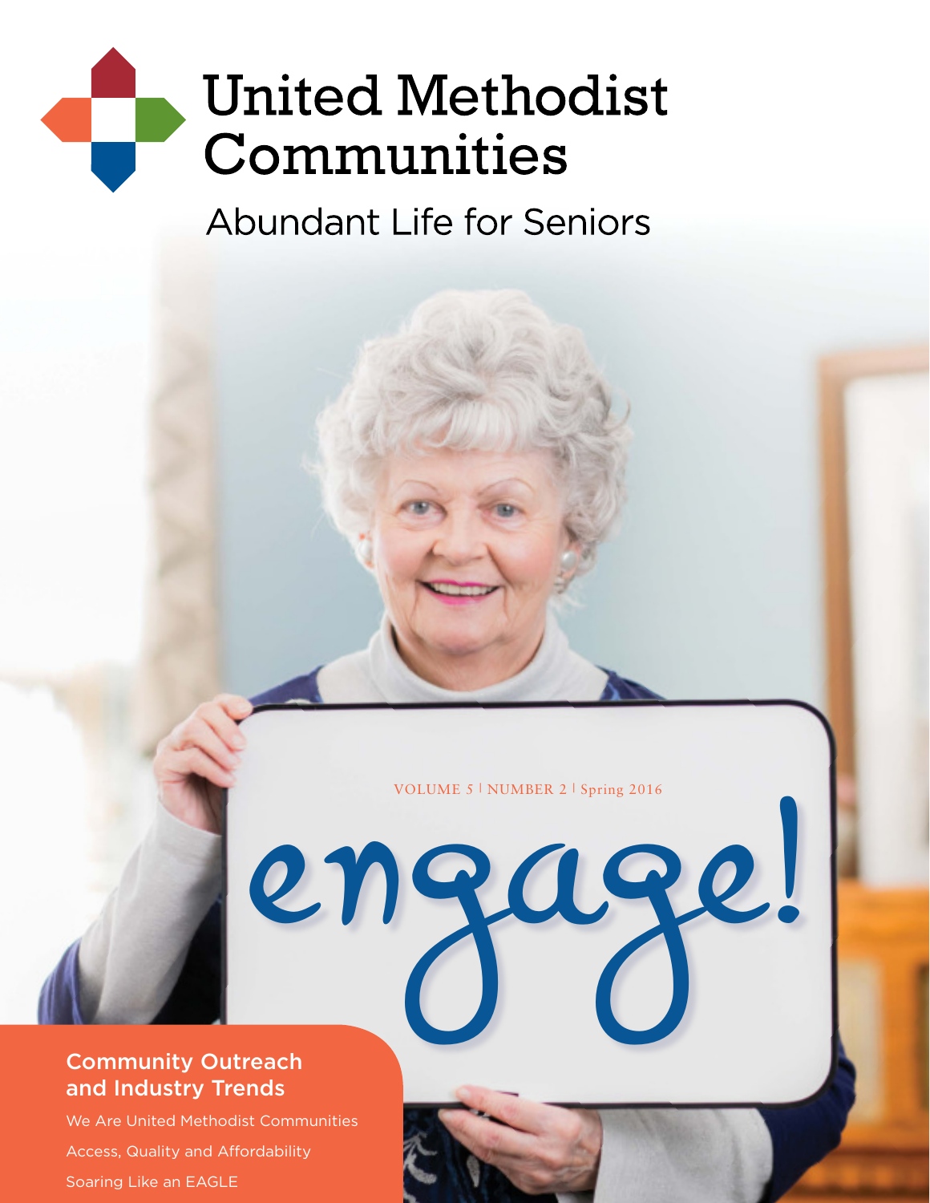# United Methodist Communities

Abundant Life for Seniors

VOLUME 5 | NUMBER 2 | Spring 2016

# engage!

## Community Outreach and Industry Trends

We Are United Methodist Communities

Access, Quality and Affordability

Soaring Like an EAGLE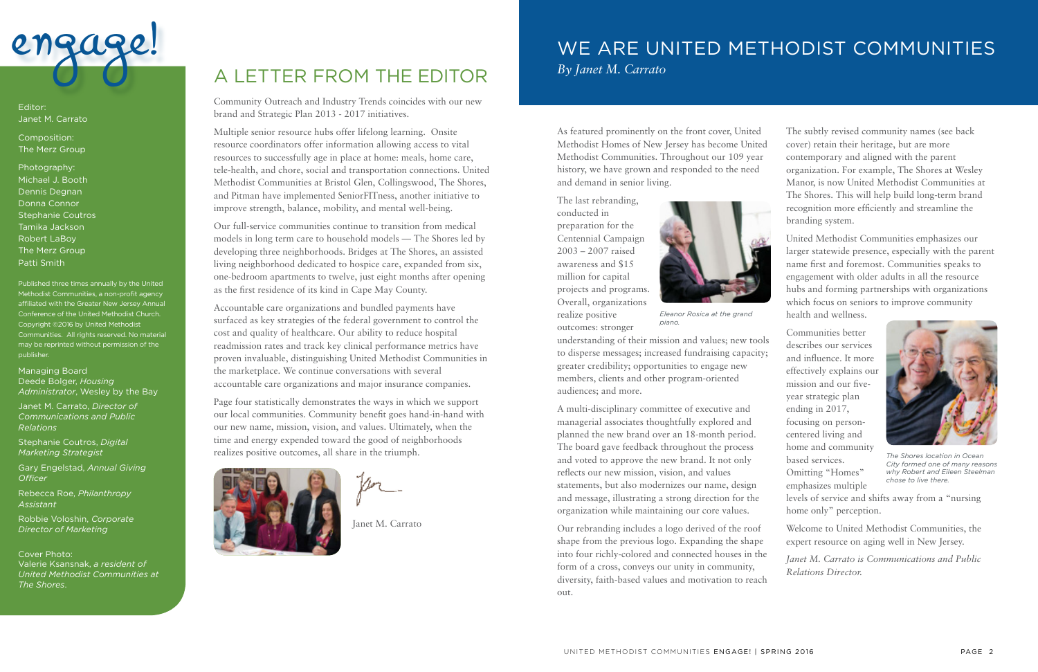engage!

Editor:
Janet M. Carrato

Composition:
The Merz Group

Photography:
Michael J. Booth
Dennis Degnan
Donna Connor
Stephanie Coutros
Tamika Jackson
Robert LaBoy
The Merz Group
Patti Smith

Published three times annually by the United Methodist Communities, a non-profit agency affiliated with the Greater New Jersey Annual Conference of the United Methodist Church. Copyright ©2016 by United Methodist Communities. All rights reserved. No material may be reprinted without permission of the publisher.

Managing Board
Deede Bolger, *Housing Administrator*, Wesley by the Bay

Janet M. Carrato, *Director of Communications and Public Relations*

Stephanie Coutros, *Digital Marketing Strategist*

Gary Engelstad, *Annual Giving Officer*

Rebecca Roe, *Philanthropy Assistant*

Robbie Voloshin, *Corporate Director of Marketing*

Cover Photo:
Valerie Ksansnak, *a resident of United Methodist Communities at The Shores.*

# A LETTER FROM THE EDITOR

Community Outreach and Industry Trends coincides with our new brand and Strategic Plan 2013 - 2017 initiatives.

Multiple senior resource hubs offer lifelong learning. Onsite resource coordinators offer information allowing access to vital resources to successfully age in place at home: meals, home care, tele-health, and chore, social and transportation connections. United Methodist Communities at Bristol Glen, Collingswood, The Shores, and Pitman have implemented SeniorFITness, another initiative to improve strength, balance, mobility, and mental well-being.

Our full-service communities continue to transition from medical models in long term care to household models — The Shores led by developing three neighborhoods. Bridges at The Shores, an assisted living neighborhood dedicated to hospice care, expanded from six, one-bedroom apartments to twelve, just eight months after opening as the first residence of its kind in Cape May County.

Accountable care organizations and bundled payments have surfaced as key strategies of the federal government to control the cost and quality of healthcare. Our ability to reduce hospital readmission rates and track key clinical performance metrics have proven invaluable, distinguishing United Methodist Communities in the marketplace. We continue conversations with several accountable care organizations and major insurance companies.

Page four statistically demonstrates the ways in which we support our local communities. Community benefit goes hand-in-hand with our new name, mission, vision, and values. Ultimately, when the time and energy expended toward the good of neighborhoods realizes positive outcomes, all share in the triumph.

Janet M. Carrato

# WE ARE UNITED METHODIST COMMUNITIES

*By Janet M. Carrato*

As featured prominently on the front cover, United Methodist Homes of New Jersey has become United Methodist Communities. Throughout our 109 year history, we have grown and responded to the need and demand in senior living.

The last rebranding, conducted in preparation for the Centennial Campaign 2003 – 2007 raised awareness and $15 million for capital projects and programs. Overall, organizations realize positive outcomes: stronger understanding of their mission and values; new tools to disperse messages; increased fundraising capacity; greater credibility; opportunities to engage new members, clients and other program-oriented audiences; and more.

*Eleanor Rosica at the grand piano.*

A multi-disciplinary committee of executive and managerial associates thoughtfully explored and planned the new brand over an 18-month period. The board gave feedback throughout the process and voted to approve the new brand. It not only reflects our new mission, vision, and values statements, but also modernizes our name, design and message, illustrating a strong direction for the organization while maintaining our core values.

Our rebranding includes a logo derived of the roof shape from the previous logo. Expanding the shape into four richly-colored and connected houses in the form of a cross, conveys our unity in community, diversity, faith-based values and motivation to reach out.

The subtly revised community names (see back cover) retain their heritage, but are more contemporary and aligned with the parent organization. For example, The Shores at Wesley Manor, is now United Methodist Communities at The Shores. This will help build long-term brand recognition more efficiently and streamline the branding system.

United Methodist Communities emphasizes our larger statewide presence, especially with the parent name first and foremost. Communities speaks to engagement with older adults in all the resource hubs and forming partnerships with organizations which focus on seniors to improve community health and wellness.

Communities better describes our services and influence. It more effectively explains our mission and our five-year strategic plan ending in 2017, focusing on person-centered living and home and community based services. Omitting "Homes" emphasizes multiple levels of service and shifts away from a "nursing home only" perception.

*The Shores location in Ocean City formed one of many reasons why Robert and Eileen Steelman chose to live there.*

Welcome to United Methodist Communities, the expert resource on aging well in New Jersey.

*Janet M. Carrato is Communications and Public Relations Director.*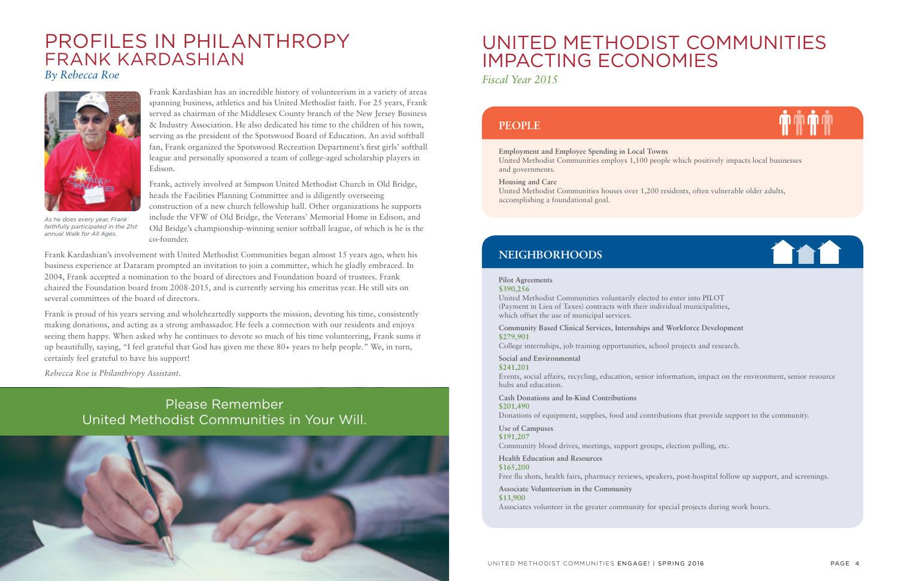# PROFILES IN PHILANTHROPY
## FRANK KARDASHIAN

*By Rebecca Roe*

*As he does every year, Frank faithfully participated in the 21st annual Walk for All Ages.*

Frank Kardashian has an incredible history of volunteerism in a variety of areas spanning business, athletics and his United Methodist faith. For 25 years, Frank served as chairman of the Middlesex County branch of the New Jersey Business & Industry Association. He also dedicated his time to the children of his town, serving as the president of the Spotswood Board of Education. An avid softball fan, Frank organized the Spotswood Recreation Department's first girls' softball league and personally sponsored a team of college-aged scholarship players in Edison.

Frank, actively involved at Simpson United Methodist Church in Old Bridge, heads the Facilities Planning Committee and is diligently overseeing construction of a new church fellowship hall. Other organizations he supports include the VFW of Old Bridge, the Veterans' Memorial Home in Edison, and Old Bridge's championship-winning senior softball league, of which is he is the co-founder.

Frank Kardashian's involvement with United Methodist Communities began almost 15 years ago, when his business experience at Dataram prompted an invitation to join a committee, which he gladly embraced. In 2004, Frank accepted a nomination to the board of directors and Foundation board of trustees. Frank chaired the Foundation board from 2008-2015, and is currently serving his emeritus year. He still sits on several committees of the board of directors.

Frank is proud of his years serving and wholeheartedly supports the mission, devoting his time, consistently making donations, and acting as a strong ambassador. He feels a connection with our residents and enjoys seeing them happy. When asked why he continues to devote so much of his time volunteering, Frank sums it up beautifully, saying, "I feel grateful that God has given me these 80+ years to help people." We, in turn, certainly feel grateful to have his support!

*Rebecca Roe is Philanthropy Assistant.*

Please Remember
United Methodist Communities in Your Will.

# UNITED METHODIST COMMUNITIES IMPACTING ECONOMIES

*Fiscal Year 2015*

## PEOPLE

**Employment and Employee Spending in Local Towns**
United Methodist Communities employs 1,100 people which positively impacts local businesses and governments.

**Housing and Care**
United Methodist Communities houses over 1,200 residents, often vulnerable older adults, accomplishing a foundational goal.

## NEIGHBORHOODS

**Pilot Agreements**
**$390,256**
United Methodist Communities voluntarily elected to enter into PILOT (Payment in Lieu of Taxes) contracts with their individual municipalities, which offset the use of municipal services.

**Community Based Clinical Services, Internships and Workforce Development**
**$279,901**
College internships, job training opportunities, school projects and research.

**Social and Environmental**
**$241,201**
Events, social affairs, recycling, education, senior information, impact on the environment, senior resource hubs and education.

**Cash Donations and In-Kind Contributions**
**$201,490**
Donations of equipment, supplies, food and contributions that provide support to the community.

**Use of Campuses**
**$191,207**
Community blood drives, meetings, support groups, election polling, etc.

**Health Education and Resources**
**$165,200**
Free flu shots, health fairs, pharmacy reviews, speakers, post-hospital follow up support, and screenings.

**Associate Volunteerism in the Community**
**$13,900**
Associates volunteer in the greater community for special projects during work hours.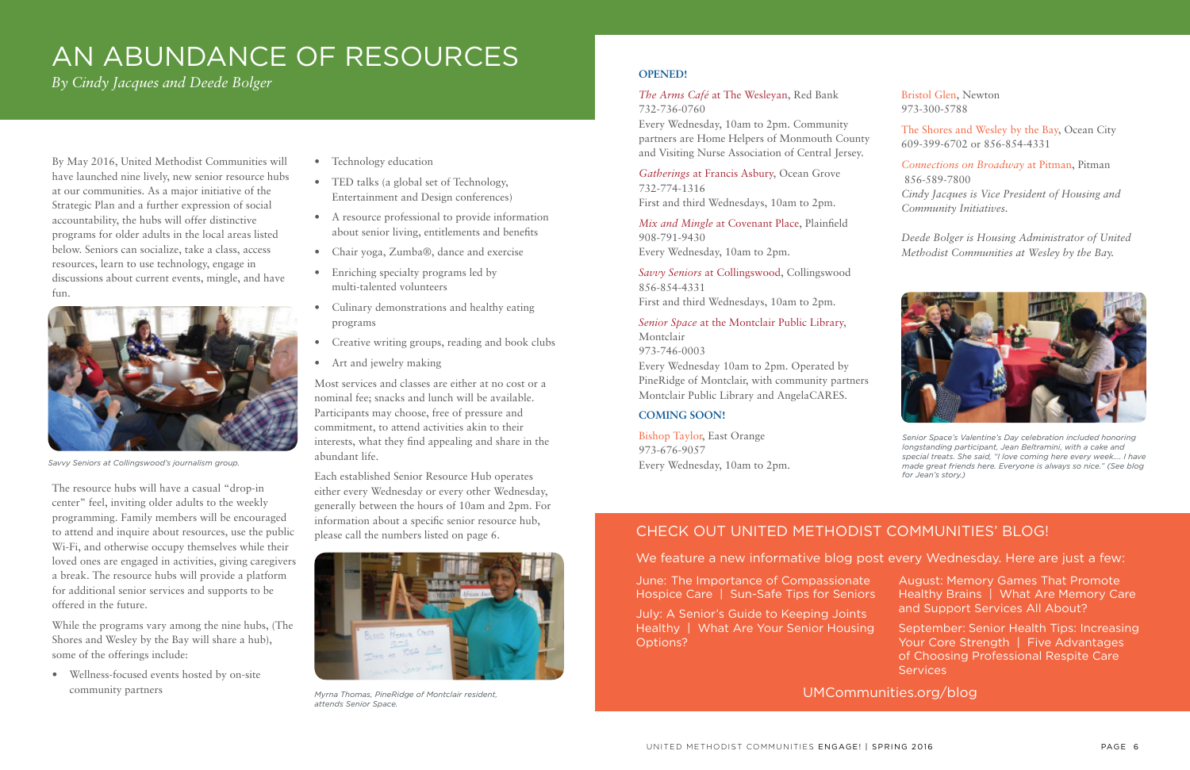# AN ABUNDANCE OF RESOURCES

*By Cindy Jacques and Deede Bolger*

By May 2016, United Methodist Communities will have launched nine lively, new senior resource hubs at our communities. As a major initiative of the Strategic Plan and a further expression of social accountability, the hubs will offer distinctive programs for older adults in the local areas listed below. Seniors can socialize, take a class, access resources, learn to use technology, engage in discussions about current events, mingle, and have fun.

Savvy Seniors at Collingswood's journalism group.

The resource hubs will have a casual "drop-in center" feel, inviting older adults to the weekly programming. Family members will be encouraged to attend and inquire about resources, use the public Wi-Fi, and otherwise occupy themselves while their loved ones are engaged in activities, giving caregivers a break. The resource hubs will provide a platform for additional senior services and supports to be offered in the future.

While the programs vary among the nine hubs, (The Shores and Wesley by the Bay will share a hub), some of the offerings include:

- Wellness-focused events hosted by on-site community partners
- Technology education
- TED talks (a global set of Technology, Entertainment and Design conferences)
- A resource professional to provide information about senior living, entitlements and benefits
- Chair yoga, Zumba®, dance and exercise
- Enriching specialty programs led by multi-talented volunteers
- Culinary demonstrations and healthy eating programs
- Creative writing groups, reading and book clubs
- Art and jewelry making

Most services and classes are either at no cost or a nominal fee; snacks and lunch will be available. Participants may choose, free of pressure and commitment, to attend activities akin to their interests, what they find appealing and share in the abundant life.

Each established Senior Resource Hub operates either every Wednesday or every other Wednesday, generally between the hours of 10am and 2pm. For information about a specific senior resource hub, please call the numbers listed on page 6.

Myrna Thomas, PineRidge of Montclair resident, attends Senior Space.

**OPENED!**

*The Arms Café* at The Wesleyan, Red Bank
732-736-0760
Every Wednesday, 10am to 2pm. Community partners are Home Helpers of Monmouth County and Visiting Nurse Association of Central Jersey.

*Gatherings* at Francis Asbury, Ocean Grove
732-774-1316
First and third Wednesdays, 10am to 2pm.

*Mix and Mingle* at Covenant Place, Plainfield
908-791-9430
Every Wednesday, 10am to 2pm.

*Savvy Seniors* at Collingswood, Collingswood
856-854-4331
First and third Wednesdays, 10am to 2pm.

*Senior Space* at the Montclair Public Library, Montclair
973-746-0003
Every Wednesday 10am to 2pm. Operated by PineRidge of Montclair, with community partners Montclair Public Library and AngelaCARES.

**COMING SOON!**

Bishop Taylor, East Orange
973-676-9057
Every Wednesday, 10am to 2pm.

Bristol Glen, Newton
973-300-5788

The Shores and Wesley by the Bay, Ocean City
609-399-6702 or 856-854-4331

*Connections on Broadway* at Pitman, Pitman
856-589-7800

*Cindy Jacques is Vice President of Housing and Community Initiatives.*

*Deede Bolger is Housing Administrator of United Methodist Communities at Wesley by the Bay.*

Senior Space's Valentine's Day celebration included honoring longstanding participant, Jean Beltramini, with a cake and special treats. She said, "I love coming here every week.... I have made great friends here. Everyone is always so nice." (See blog for Jean's story.)

## CHECK OUT UNITED METHODIST COMMUNITIES' BLOG!

We feature a new informative blog post every Wednesday. Here are just a few:

June: The Importance of Compassionate Hospice Care | Sun-Safe Tips for Seniors

July: A Senior's Guide to Keeping Joints Healthy | What Are Your Senior Housing Options?

August: Memory Games That Promote Healthy Brains | What Are Memory Care and Support Services All About?

September: Senior Health Tips: Increasing Your Core Strength | Five Advantages of Choosing Professional Respite Care Services

UMCommunities.org/blog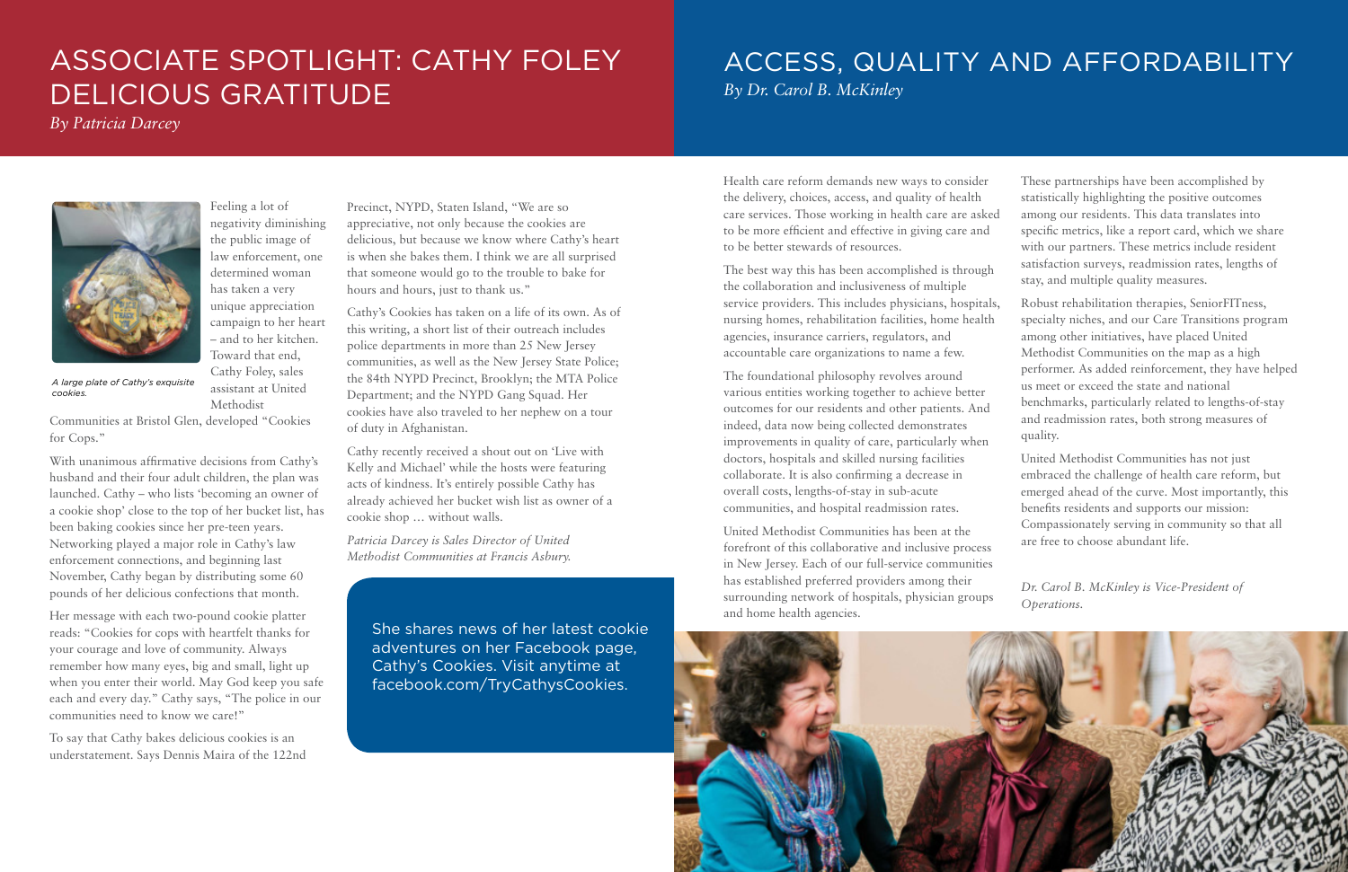# ASSOCIATE SPOTLIGHT: CATHY FOLEY DELICIOUS GRATITUDE

*By Patricia Darcey*

*A large plate of Cathy's exquisite cookies.*

Feeling a lot of negativity diminishing the public image of law enforcement, one determined woman has taken a very unique appreciation campaign to her heart – and to her kitchen. Toward that end, Cathy Foley, sales assistant at United Methodist Communities at Bristol Glen, developed "Cookies for Cops."

With unanimous affirmative decisions from Cathy's husband and their four adult children, the plan was launched. Cathy – who lists 'becoming an owner of a cookie shop' close to the top of her bucket list, has been baking cookies since her pre-teen years. Networking played a major role in Cathy's law enforcement connections, and beginning last November, Cathy began by distributing some 60 pounds of her delicious confections that month.

Her message with each two-pound cookie platter reads: "Cookies for cops with heartfelt thanks for your courage and love of community. Always remember how many eyes, big and small, light up when you enter their world. May God keep you safe each and every day." Cathy says, "The police in our communities need to know we care!"

To say that Cathy bakes delicious cookies is an understatement. Says Dennis Maira of the 122nd Precinct, NYPD, Staten Island, "We are so appreciative, not only because the cookies are delicious, but because we know where Cathy's heart is when she bakes them. I think we are all surprised that someone would go to the trouble to bake for hours and hours, just to thank us."

Cathy's Cookies has taken on a life of its own. As of this writing, a short list of their outreach includes police departments in more than 25 New Jersey communities, as well as the New Jersey State Police; the 84th NYPD Precinct, Brooklyn; the MTA Police Department; and the NYPD Gang Squad. Her cookies have also traveled to her nephew on a tour of duty in Afghanistan.

Cathy recently received a shout out on 'Live with Kelly and Michael' while the hosts were featuring acts of kindness. It's entirely possible Cathy has already achieved her bucket wish list as owner of a cookie shop … without walls.

*Patricia Darcey is Sales Director of United Methodist Communities at Francis Asbury.*

She shares news of her latest cookie adventures on her Facebook page, Cathy's Cookies. Visit anytime at facebook.com/TryCathysCookies.

# ACCESS, QUALITY AND AFFORDABILITY

*By Dr. Carol B. McKinley*

Health care reform demands new ways to consider the delivery, choices, access, and quality of health care services. Those working in health care are asked to be more efficient and effective in giving care and to be better stewards of resources.

The best way this has been accomplished is through the collaboration and inclusiveness of multiple service providers. This includes physicians, hospitals, nursing homes, rehabilitation facilities, home health agencies, insurance carriers, regulators, and accountable care organizations to name a few.

The foundational philosophy revolves around various entities working together to achieve better outcomes for our residents and other patients. And indeed, data now being collected demonstrates improvements in quality of care, particularly when doctors, hospitals and skilled nursing facilities collaborate. It is also confirming a decrease in overall costs, lengths-of-stay in sub-acute communities, and hospital readmission rates.

United Methodist Communities has been at the forefront of this collaborative and inclusive process in New Jersey. Each of our full-service communities has established preferred providers among their surrounding network of hospitals, physician groups and home health agencies.

These partnerships have been accomplished by statistically highlighting the positive outcomes among our residents. This data translates into specific metrics, like a report card, which we share with our partners. These metrics include resident satisfaction surveys, readmission rates, lengths of stay, and multiple quality measures.

Robust rehabilitation therapies, SeniorFITness, specialty niches, and our Care Transitions program among other initiatives, have placed United Methodist Communities on the map as a high performer. As added reinforcement, they have helped us meet or exceed the state and national benchmarks, particularly related to lengths-of-stay and readmission rates, both strong measures of quality.

United Methodist Communities has not just embraced the challenge of health care reform, but emerged ahead of the curve. Most importantly, this benefits residents and supports our mission: Compassionately serving in community so that all are free to choose abundant life.

*Dr. Carol B. McKinley is Vice-President of Operations.*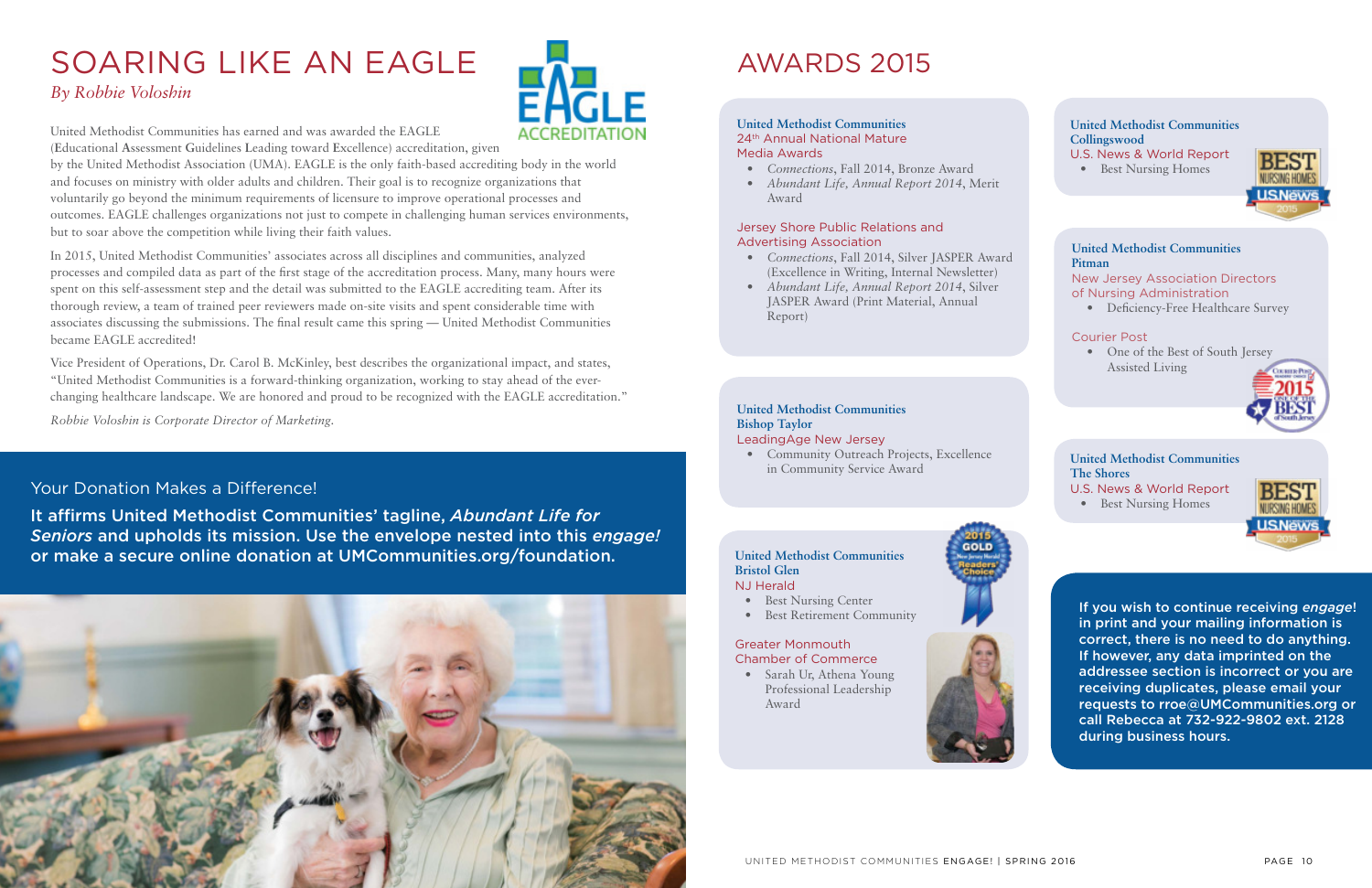# SOARING LIKE AN EAGLE

*By Robbie Voloshin*

United Methodist Communities has earned and was awarded the EAGLE (**E**ducational **A**ssessment **G**uidelines **L**eading toward **E**xcellence) accreditation, given by the United Methodist Association (UMA). EAGLE is the only faith-based accrediting body in the world and focuses on ministry with older adults and children. Their goal is to recognize organizations that voluntarily go beyond the minimum requirements of licensure to improve operational processes and outcomes. EAGLE challenges organizations not just to compete in challenging human services environments, but to soar above the competition while living their faith values.

In 2015, United Methodist Communities' associates across all disciplines and communities, analyzed processes and compiled data as part of the first stage of the accreditation process. Many, many hours were spent on this self-assessment step and the detail was submitted to the EAGLE accrediting team. After its thorough review, a team of trained peer reviewers made on-site visits and spent considerable time with associates discussing the submissions. The final result came this spring — United Methodist Communities became EAGLE accredited!

Vice President of Operations, Dr. Carol B. McKinley, best describes the organizational impact, and states, "United Methodist Communities is a forward-thinking organization, working to stay ahead of the ever-changing healthcare landscape. We are honored and proud to be recognized with the EAGLE accreditation."

*Robbie Voloshin is Corporate Director of Marketing.*

## Your Donation Makes a Difference!

**It affirms United Methodist Communities' tagline, *Abundant Life for Seniors* and upholds its mission. Use the envelope nested into this *engage!* or make a secure online donation at UMCommunities.org/foundation.**

# AWARDS 2015

**United Methodist Communities**
24th Annual National Mature Media Awards
- *Connections*, Fall 2014, Bronze Award
- *Abundant Life, Annual Report 2014*, Merit Award

Jersey Shore Public Relations and Advertising Association
- *Connections*, Fall 2014, Silver JASPER Award (Excellence in Writing, Internal Newsletter)
- *Abundant Life, Annual Report 2014*, Silver JASPER Award (Print Material, Annual Report)

**United Methodist Communities Bishop Taylor**
LeadingAge New Jersey
- Community Outreach Projects, Excellence in Community Service Award

**United Methodist Communities Bristol Glen**
NJ Herald
- Best Nursing Center
- Best Retirement Community

Greater Monmouth Chamber of Commerce
- Sarah Ur, Athena Young Professional Leadership Award

**United Methodist Communities Collingswood**
U.S. News & World Report
- Best Nursing Homes

**United Methodist Communities Pitman**
New Jersey Association Directors of Nursing Administration
- Deficiency-Free Healthcare Survey

Courier Post
- One of the Best of South Jersey Assisted Living

**United Methodist Communities The Shores**
U.S. News & World Report
- Best Nursing Homes

**If you wish to continue receiving *engage*! in print and your mailing information is correct, there is no need to do anything. If however, any data imprinted on the addressee section is incorrect or you are receiving duplicates, please email your requests to rroe@UMCommunities.org or call Rebecca at 732-922-9802 ext. 2128 during business hours.**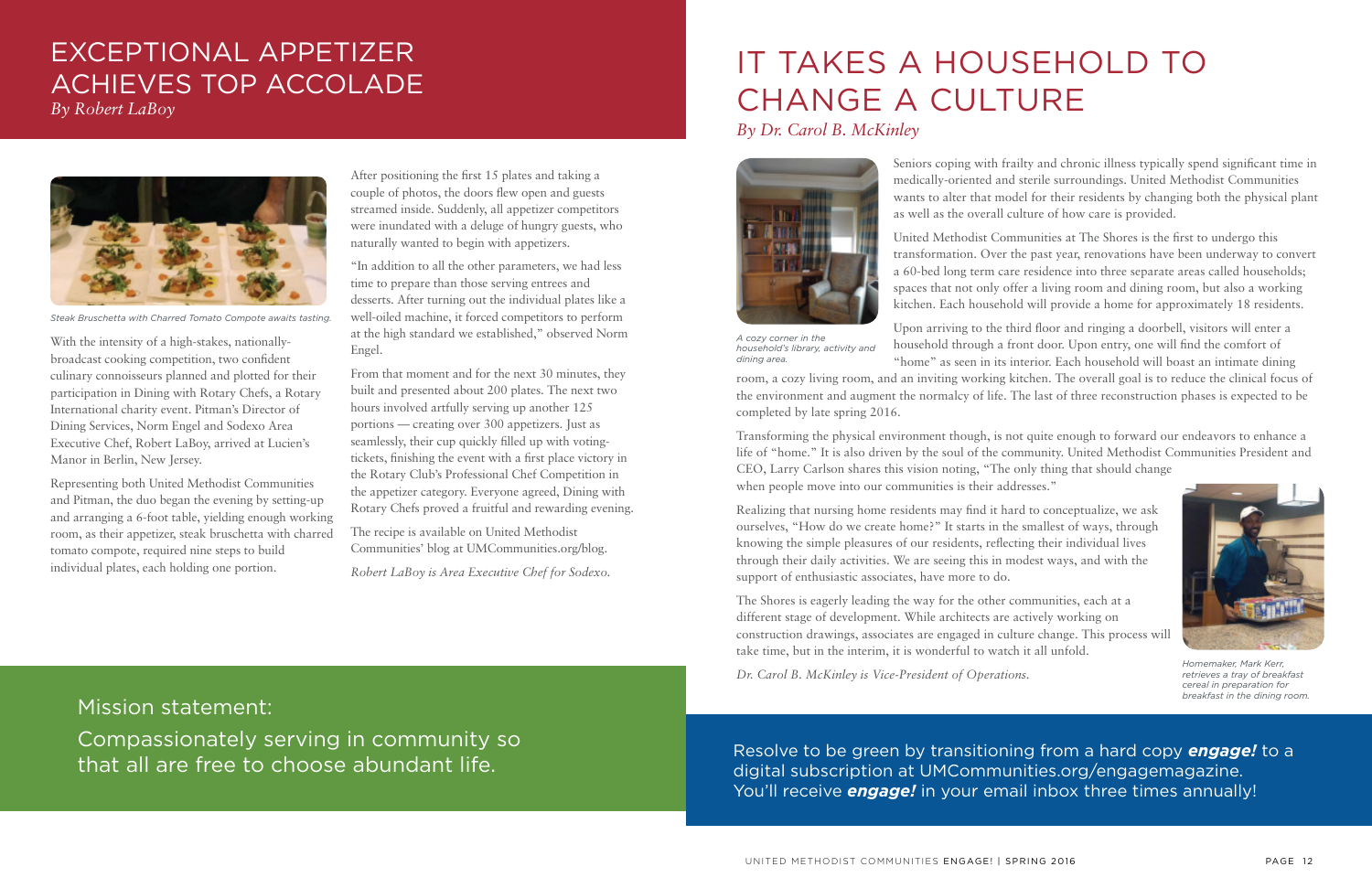# EXCEPTIONAL APPETIZER ACHIEVES TOP ACCOLADE

*By Robert LaBoy*

Steak Bruschetta with Charred Tomato Compote awaits tasting.

With the intensity of a high-stakes, nationally-broadcast cooking competition, two confident culinary connoisseurs planned and plotted for their participation in Dining with Rotary Chefs, a Rotary International charity event. Pitman's Director of Dining Services, Norm Engel and Sodexo Area Executive Chef, Robert LaBoy, arrived at Lucien's Manor in Berlin, New Jersey.

Representing both United Methodist Communities and Pitman, the duo began the evening by setting-up and arranging a 6-foot table, yielding enough working room, as their appetizer, steak bruschetta with charred tomato compote, required nine steps to build individual plates, each holding one portion.

After positioning the first 15 plates and taking a couple of photos, the doors flew open and guests streamed inside. Suddenly, all appetizer competitors were inundated with a deluge of hungry guests, who naturally wanted to begin with appetizers.

"In addition to all the other parameters, we had less time to prepare than those serving entrees and desserts. After turning out the individual plates like a well-oiled machine, it forced competitors to perform at the high standard we established," observed Norm Engel.

From that moment and for the next 30 minutes, they built and presented about 200 plates. The next two hours involved artfully serving up another 125 portions — creating over 300 appetizers. Just as seamlessly, their cup quickly filled up with voting-tickets, finishing the event with a first place victory in the Rotary Club's Professional Chef Competition in the appetizer category. Everyone agreed, Dining with Rotary Chefs proved a fruitful and rewarding evening.

The recipe is available on United Methodist Communities' blog at UMCommunities.org/blog.

*Robert LaBoy is Area Executive Chef for Sodexo.*

# IT TAKES A HOUSEHOLD TO CHANGE A CULTURE

*By Dr. Carol B. McKinley*

A cozy corner in the household's library, activity and dining area.

Seniors coping with frailty and chronic illness typically spend significant time in medically-oriented and sterile surroundings. United Methodist Communities wants to alter that model for their residents by changing both the physical plant as well as the overall culture of how care is provided.

United Methodist Communities at The Shores is the first to undergo this transformation. Over the past year, renovations have been underway to convert a 60-bed long term care residence into three separate areas called households; spaces that not only offer a living room and dining room, but also a working kitchen. Each household will provide a home for approximately 18 residents.

Upon arriving to the third floor and ringing a doorbell, visitors will enter a household through a front door. Upon entry, one will find the comfort of "home" as seen in its interior. Each household will boast an intimate dining room, a cozy living room, and an inviting working kitchen. The overall goal is to reduce the clinical focus of the environment and augment the normalcy of life. The last of three reconstruction phases is expected to be completed by late spring 2016.

Transforming the physical environment though, is not quite enough to forward our endeavors to enhance a life of "home." It is also driven by the soul of the community. United Methodist Communities President and CEO, Larry Carlson shares this vision noting, "The only thing that should change when people move into our communities is their addresses."

Realizing that nursing home residents may find it hard to conceptualize, we ask ourselves, "How do we create home?" It starts in the smallest of ways, through knowing the simple pleasures of our residents, reflecting their individual lives through their daily activities. We are seeing this in modest ways, and with the support of enthusiastic associates, have more to do.

The Shores is eagerly leading the way for the other communities, each at a different stage of development. While architects are actively working on construction drawings, associates are engaged in culture change. This process will take time, but in the interim, it is wonderful to watch it all unfold.

*Dr. Carol B. McKinley is Vice-President of Operations.*

Homemaker, Mark Kerr, retrieves a tray of breakfast cereal in preparation for breakfast in the dining room.

Mission statement:

Compassionately serving in community so that all are free to choose abundant life.

Resolve to be green by transitioning from a hard copy ***engage!*** to a digital subscription at UMCommunities.org/engagemagazine. You'll receive ***engage!*** in your email inbox three times annually!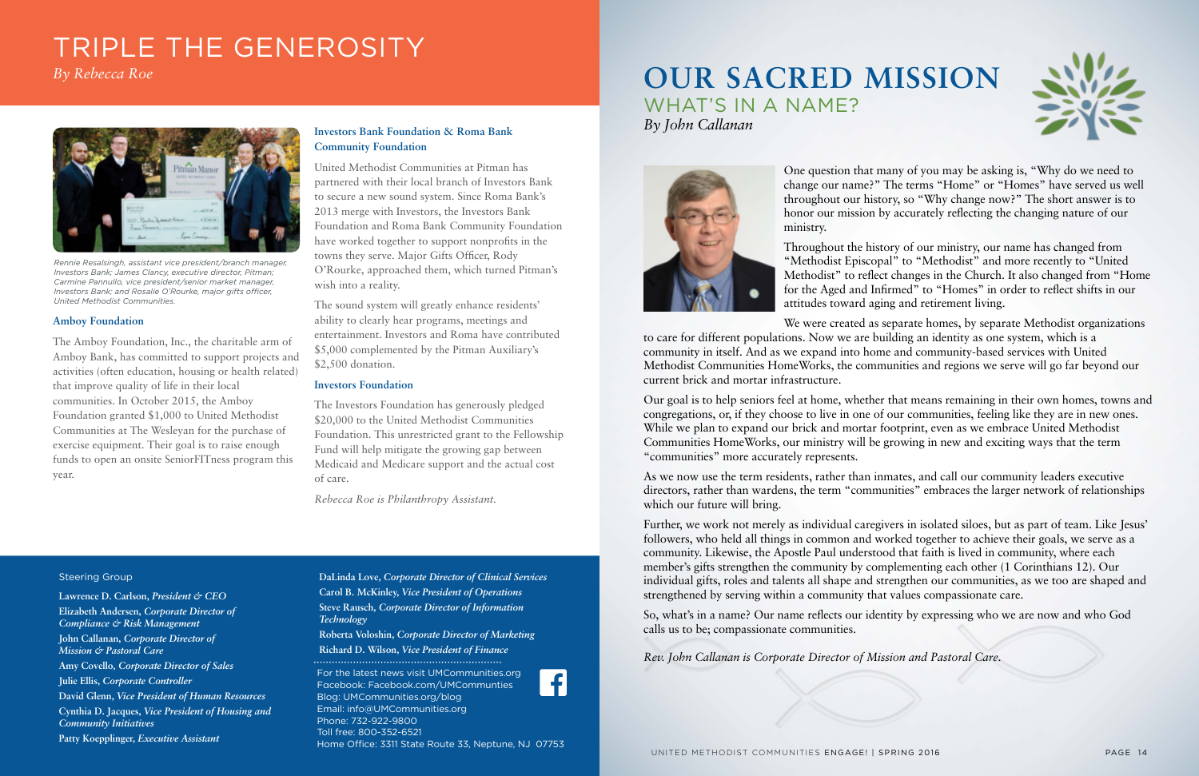# TRIPLE THE GENEROSITY

*By Rebecca Roe*

*Rennie Resalsingh, assistant vice president/branch manager, Investors Bank; James Clancy, executive director, Pitman; Carmine Pannullo, vice president/senior market manager, Investors Bank; and Rosalie O'Rourke, major gifts officer, United Methodist Communities.*

### Amboy Foundation

The Amboy Foundation, Inc., the charitable arm of Amboy Bank, has committed to support projects and activities (often education, housing or health related) that improve quality of life in their local communities. In October 2015, the Amboy Foundation granted $1,000 to United Methodist Communities at The Wesleyan for the purchase of exercise equipment. Their goal is to raise enough funds to open an onsite SeniorFITness program this year.

### Investors Bank Foundation & Roma Bank Community Foundation

United Methodist Communities at Pitman has partnered with their local branch of Investors Bank to secure a new sound system. Since Roma Bank's 2013 merge with Investors, the Investors Bank Foundation and Roma Bank Community Foundation have worked together to support nonprofits in the towns they serve. Major Gifts Officer, Rody O'Rourke, approached them, which turned Pitman's wish into a reality.

The sound system will greatly enhance residents' ability to clearly hear programs, meetings and entertainment. Investors and Roma have contributed $5,000 complemented by the Pitman Auxiliary's $2,500 donation.

### Investors Foundation

The Investors Foundation has generously pledged $20,000 to the United Methodist Communities Foundation. This unrestricted grant to the Fellowship Fund will help mitigate the growing gap between Medicaid and Medicare support and the actual cost of care.

*Rebecca Roe is Philanthropy Assistant.*

Steering Group

**Lawrence D. Carlson,** ***President & CEO***
**Elizabeth Andersen,** ***Corporate Director of Compliance & Risk Management***
**John Callanan,** ***Corporate Director of Mission & Pastoral Care***
**Amy Covello,** ***Corporate Director of Sales***
**Julie Ellis,** ***Corporate Controller***
**David Glenn,** ***Vice President of Human Resources***
**Cynthia D. Jacques,** ***Vice President of Housing and Community Initiatives***
**Patty Koepplinger,** ***Executive Assistant***
**DaLinda Love,** ***Corporate Director of Clinical Services***
**Carol B. McKinley,** ***Vice President of Operations***
**Steve Rausch,** ***Corporate Director of Information Technology***
**Roberta Voloshin,** ***Corporate Director of Marketing***
**Richard D. Wilson,** ***Vice President of Finance***

For the latest news visit UMCommunities.org
Facebook: Facebook.com/UMCommunties
Blog: UMCommunities.org/blog
Email: info@UMCommunities.org
Phone: 732-922-9800
Toll free: 800-352-6521
Home Office: 3311 State Route 33, Neptune, NJ 07753

# OUR SACRED MISSION

## WHAT'S IN A NAME?

*By John Callanan*

One question that many of you may be asking is, "Why do we need to change our name?" The terms "Home" or "Homes" have served us well throughout our history, so "Why change now?" The short answer is to honor our mission by accurately reflecting the changing nature of our ministry.

Throughout the history of our ministry, our name has changed from "Methodist Episcopal" to "Methodist" and more recently to "United Methodist" to reflect changes in the Church. It also changed from "Home for the Aged and Infirmed" to "Homes" in order to reflect shifts in our attitudes toward aging and retirement living.

We were created as separate homes, by separate Methodist organizations to care for different populations. Now we are building an identity as one system, which is a community in itself. And as we expand into home and community-based services with United Methodist Communities HomeWorks, the communities and regions we serve will go far beyond our current brick and mortar infrastructure.

Our goal is to help seniors feel at home, whether that means remaining in their own homes, towns and congregations, or, if they choose to live in one of our communities, feeling like they are in new ones. While we plan to expand our brick and mortar footprint, even as we embrace United Methodist Communities HomeWorks, our ministry will be growing in new and exciting ways that the term "communities" more accurately represents.

As we now use the term residents, rather than inmates, and call our community leaders executive directors, rather than wardens, the term "communities" embraces the larger network of relationships which our future will bring.

Further, we work not merely as individual caregivers in isolated siloes, but as part of team. Like Jesus' followers, who held all things in common and worked together to achieve their goals, we serve as a community. Likewise, the Apostle Paul understood that faith is lived in community, where each member's gifts strengthen the community by complementing each other (1 Corinthians 12). Our individual gifts, roles and talents all shape and strengthen our communities, as we too are shaped and strengthened by serving within a community that values compassionate care.

So, what's in a name? Our name reflects our identity by expressing who we are now and who God calls us to be; compassionate communities.

*Rev. John Callanan is Corporate Director of Mission and Pastoral Care.*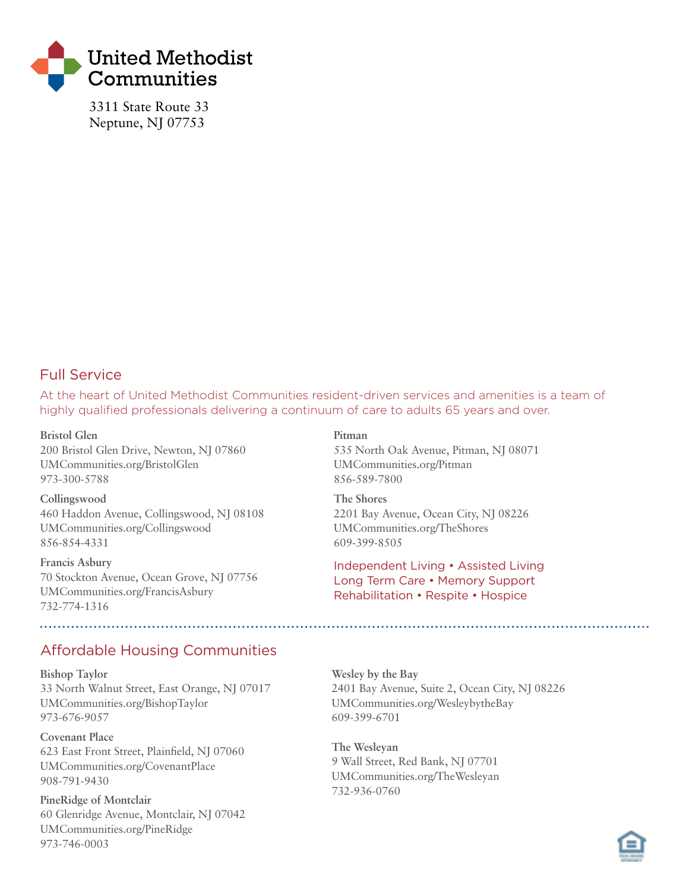United Methodist Communities

3311 State Route 33
Neptune, NJ 07753

## Full Service

At the heart of United Methodist Communities resident-driven services and amenities is a team of highly qualified professionals delivering a continuum of care to adults 65 years and over.

**Bristol Glen**
200 Bristol Glen Drive, Newton, NJ 07860
UMCommunities.org/BristolGlen
973-300-5788

**Collingswood**
460 Haddon Avenue, Collingswood, NJ 08108
UMCommunities.org/Collingswood
856-854-4331

**Francis Asbury**
70 Stockton Avenue, Ocean Grove, NJ 07756
UMCommunities.org/FrancisAsbury
732-774-1316

**Pitman**
535 North Oak Avenue, Pitman, NJ 08071
UMCommunities.org/Pitman
856-589-7800

**The Shores**
2201 Bay Avenue, Ocean City, NJ 08226
UMCommunities.org/TheShores
609-399-8505

Independent Living • Assisted Living
Long Term Care • Memory Support
Rehabilitation • Respite • Hospice

## Affordable Housing Communities

**Bishop Taylor**
33 North Walnut Street, East Orange, NJ 07017
UMCommunities.org/BishopTaylor
973-676-9057

**Covenant Place**
623 East Front Street, Plainfield, NJ 07060
UMCommunities.org/CovenantPlace
908-791-9430

**PineRidge of Montclair**
60 Glenridge Avenue, Montclair, NJ 07042
UMCommunities.org/PineRidge
973-746-0003

**Wesley by the Bay**
2401 Bay Avenue, Suite 2, Ocean City, NJ 08226
UMCommunities.org/WesleybytheBay
609-399-6701

**The Wesleyan**
9 Wall Street, Red Bank, NJ 07701
UMCommunities.org/TheWesleyan
732-936-0760